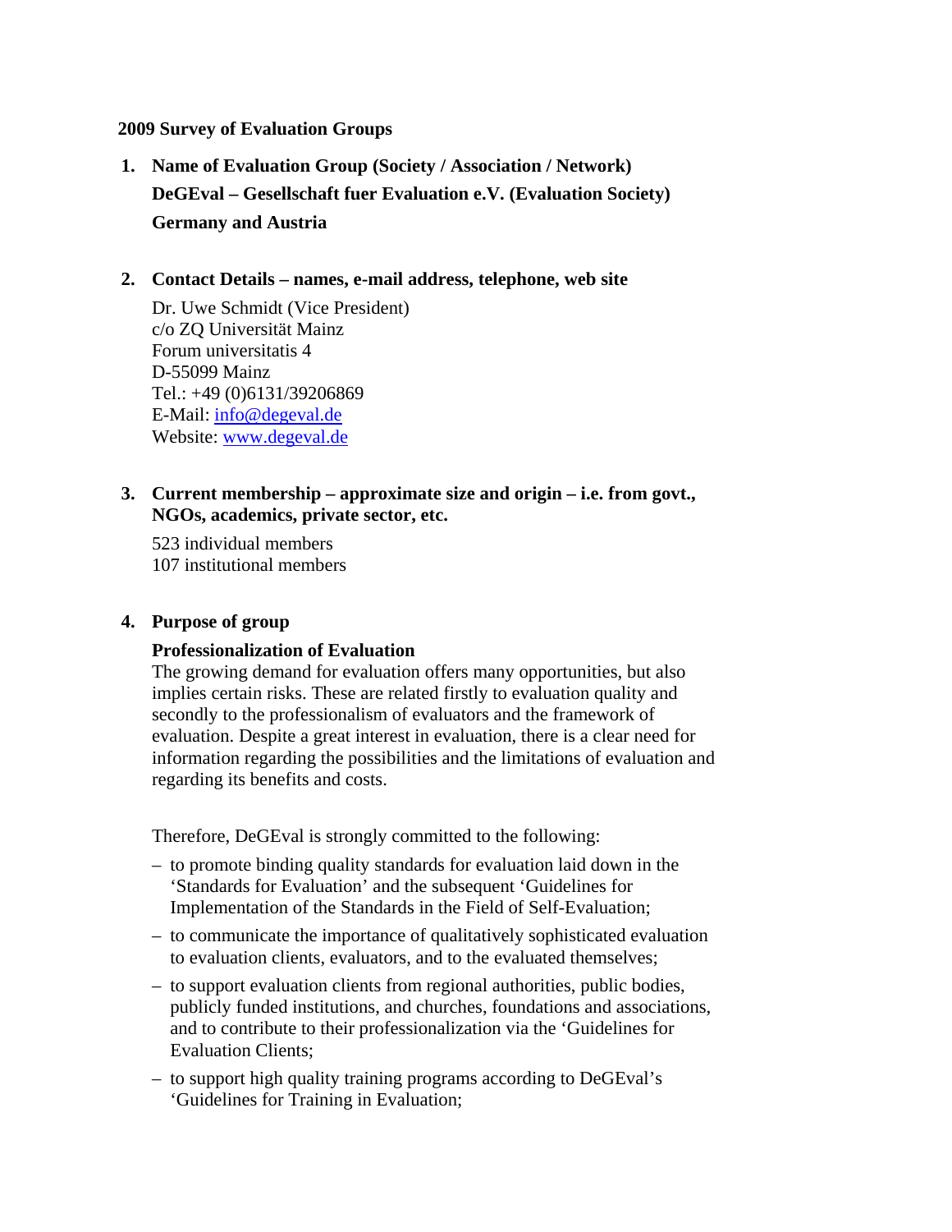**2009 Survey of Evaluation Groups**

1. **Name of Evaluation Group (Society / Association / Network)**

   **DeGEval – Gesellschaft fuer Evaluation e.V. (Evaluation Society)**

   **Germany and Austria**

2. **Contact Details – names, e-mail address, telephone, web site**

   Dr. Uwe Schmidt (Vice President)
   c/o ZQ Universität Mainz
   Forum universitatis 4
   D-55099 Mainz
   Tel.: +49 (0)6131/39206869
   E-Mail: info@degeval.de
   Website: www.degeval.de

3. **Current membership – approximate size and origin – i.e. from govt., NGOs, academics, private sector, etc.**

   523 individual members
   107 institutional members

4. **Purpose of group**

   **Professionalization of Evaluation**

   The growing demand for evaluation offers many opportunities, but also implies certain risks. These are related firstly to evaluation quality and secondly to the professionalism of evaluators and the framework of evaluation. Despite a great interest in evaluation, there is a clear need for information regarding the possibilities and the limitations of evaluation and regarding its benefits and costs.

   Therefore, DeGEval is strongly committed to the following:

   – to promote binding quality standards for evaluation laid down in the 'Standards for Evaluation' and the subsequent 'Guidelines for Implementation of the Standards in the Field of Self-Evaluation;

   – to communicate the importance of qualitatively sophisticated evaluation to evaluation clients, evaluators, and to the evaluated themselves;

   – to support evaluation clients from regional authorities, public bodies, publicly funded institutions, and churches, foundations and associations, and to contribute to their professionalization via the 'Guidelines for Evaluation Clients;

   – to support high quality training programs according to DeGEval's 'Guidelines for Training in Evaluation;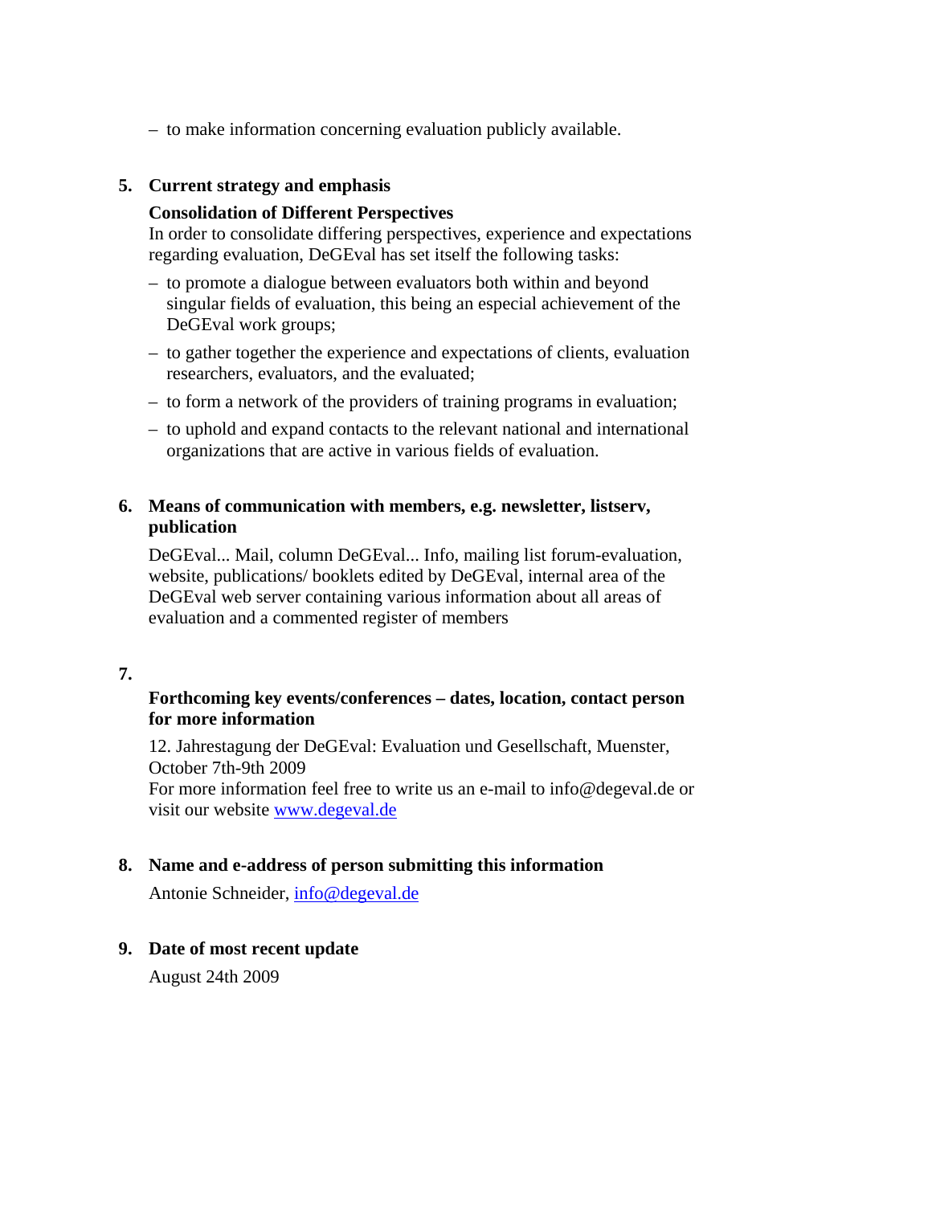– to make information concerning evaluation publicly available.

**5. Current strategy and emphasis**

**Consolidation of Different Perspectives**

In order to consolidate differing perspectives, experience and expectations regarding evaluation, DeGEval has set itself the following tasks:

– to promote a dialogue between evaluators both within and beyond singular fields of evaluation, this being an especial achievement of the DeGEval work groups;

– to gather together the experience and expectations of clients, evaluation researchers, evaluators, and the evaluated;

– to form a network of the providers of training programs in evaluation;

– to uphold and expand contacts to the relevant national and international organizations that are active in various fields of evaluation.

**6. Means of communication with members, e.g. newsletter, listserv, publication**

DeGEval... Mail, column DeGEval... Info, mailing list forum-evaluation, website, publications/ booklets edited by DeGEval, internal area of the DeGEval web server containing various information about all areas of evaluation and a commented register of members

**7.**

**Forthcoming key events/conferences – dates, location, contact person for more information**

12. Jahrestagung der DeGEval: Evaluation und Gesellschaft, Muenster, October 7th-9th 2009
For more information feel free to write us an e-mail to info@degeval.de or visit our website www.degeval.de

**8. Name and e-address of person submitting this information**

Antonie Schneider, info@degeval.de

**9. Date of most recent update**

August 24th 2009